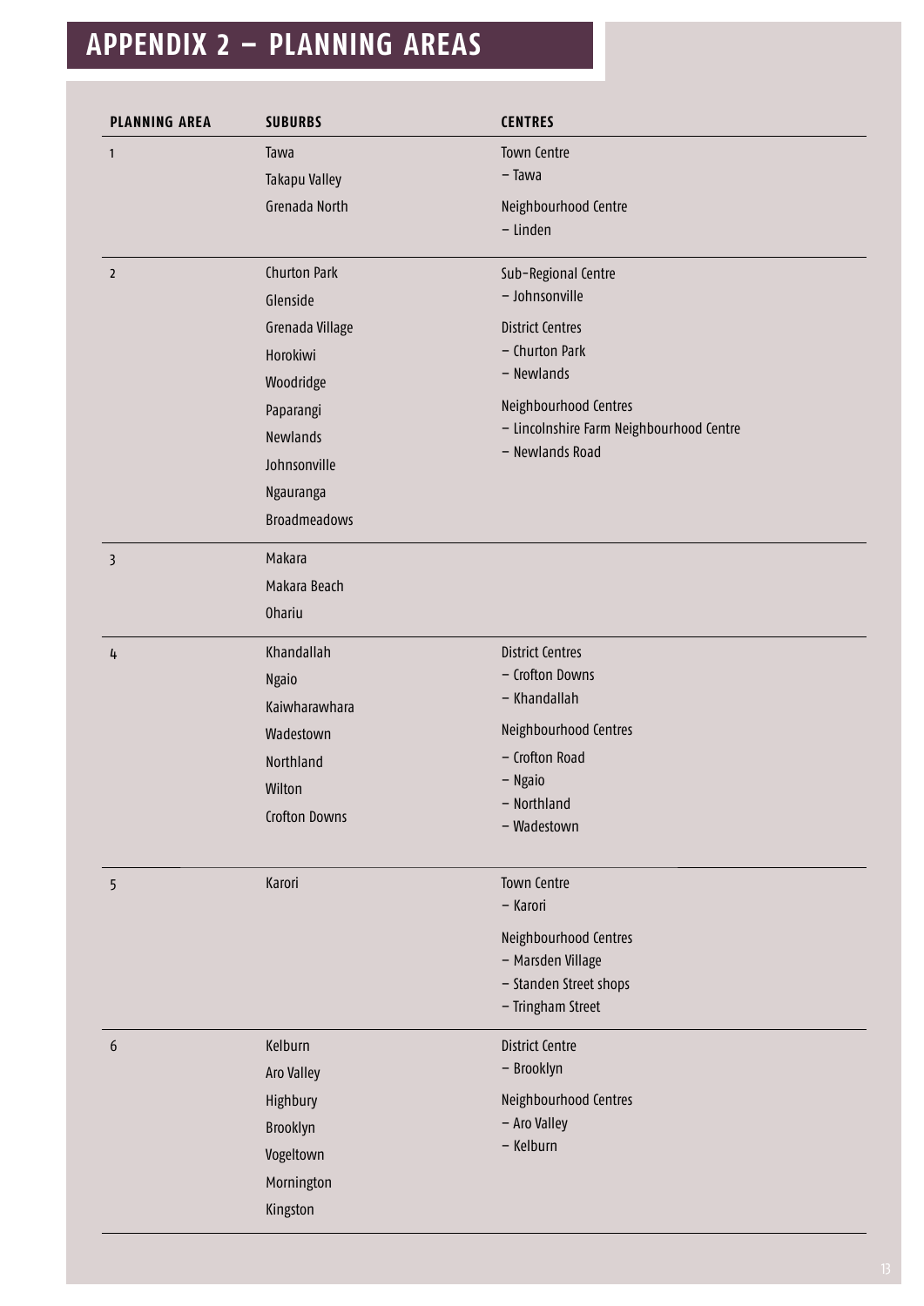# APPENDIX 2 – PLANNING AREAS

| PLANNING AREA | SUBURBS | CENTRES |
|---|---|---|
| 1 | Tawa<br>Takapu Valley<br>Grenada North | Town Centre<br>– Tawa<br>Neighbourhood Centre<br>– Linden |
| 2 | Churton Park<br>Glenside<br>Grenada Village<br>Horokiwi<br>Woodridge<br>Paparangi<br>Newlands<br>Johnsonville<br>Ngauranga<br>Broadmeadows | Sub-Regional Centre<br>– Johnsonville<br>District Centres<br>– Churton Park<br>– Newlands<br>Neighbourhood Centres<br>– Lincolnshire Farm Neighbourhood Centre<br>– Newlands Road |
| 3 | Makara<br>Makara Beach<br>Ohariu | |
| 4 | Khandallah<br>Ngaio<br>Kaiwharawhara<br>Wadestown<br>Northland<br>Wilton<br>Crofton Downs | District Centres<br>– Crofton Downs<br>– Khandallah<br>Neighbourhood Centres<br>– Crofton Road<br>– Ngaio<br>– Northland<br>– Wadestown |
| 5 | Karori | Town Centre<br>– Karori<br>Neighbourhood Centres<br>– Marsden Village<br>– Standen Street shops<br>– Tringham Street |
| 6 | Kelburn<br>Aro Valley<br>Highbury<br>Brooklyn<br>Vogeltown<br>Mornington<br>Kingston | District Centre<br>– Brooklyn<br>Neighbourhood Centres<br>– Aro Valley<br>– Kelburn |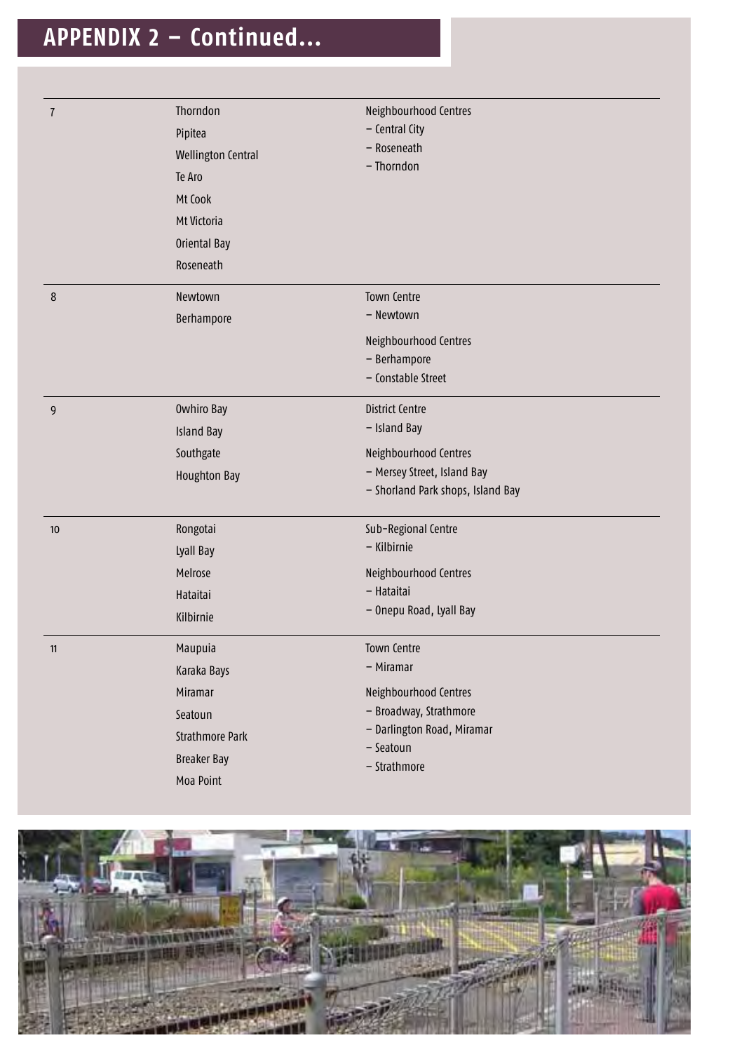# APPENDIX 2 – Continued...

| | | |
|---|---|---|
| 7 | Thorndon<br>Pipitea<br>Wellington Central<br>Te Aro<br>Mt Cook<br>Mt Victoria<br>Oriental Bay<br>Roseneath | Neighbourhood Centres<br>– Central City<br>– Roseneath<br>– Thorndon |
| 8 | Newtown<br>Berhampore | Town Centre<br>– Newtown<br><br>Neighbourhood Centres<br>– Berhampore<br>– Constable Street |
| 9 | Owhiro Bay<br>Island Bay<br>Southgate<br>Houghton Bay | District Centre<br>– Island Bay<br><br>Neighbourhood Centres<br>– Mersey Street, Island Bay<br>– Shorland Park shops, Island Bay |
| 10 | Rongotai<br>Lyall Bay<br>Melrose<br>Hataitai<br>Kilbirnie | Sub-Regional Centre<br>– Kilbirnie<br><br>Neighbourhood Centres<br>– Hataitai<br>– Onepu Road, Lyall Bay |
| 11 | Maupuia<br>Karaka Bays<br>Miramar<br>Seatoun<br>Strathmore Park<br>Breaker Bay<br>Moa Point | Town Centre<br>– Miramar<br><br>Neighbourhood Centres<br>– Broadway, Strathmore<br>– Darlington Road, Miramar<br>– Seatoun<br>– Strathmore |